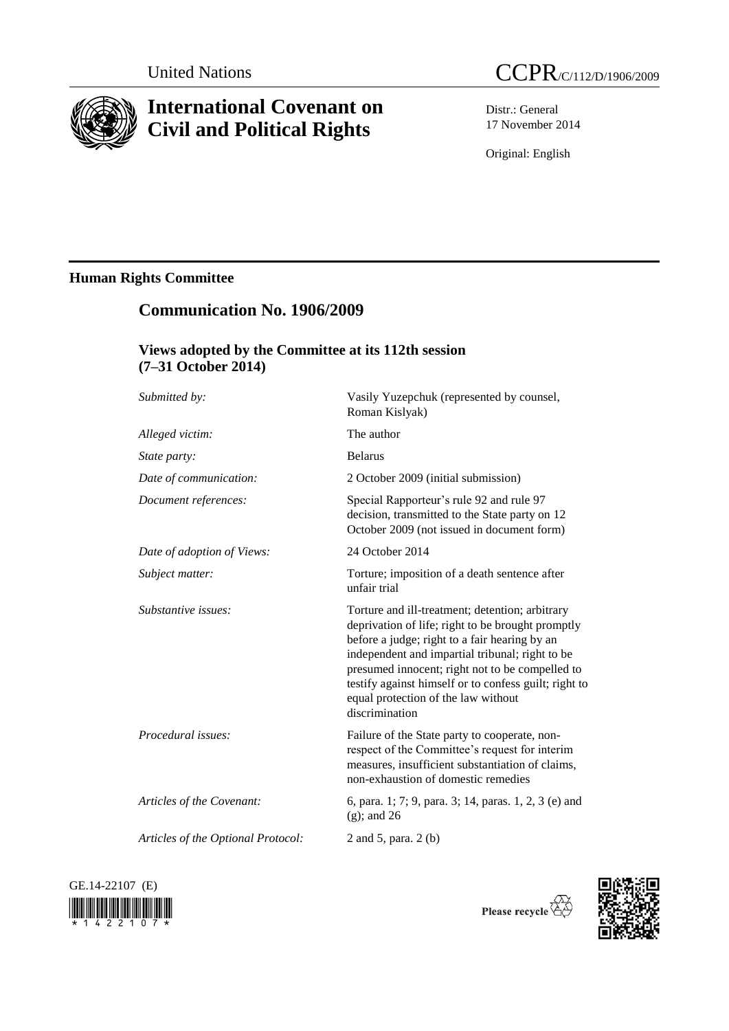United Nations

# CCPR/C/112/D/1906/2009

# International Covenant on Civil and Political Rights

Distr.: General
17 November 2014

Original: English

## Human Rights Committee

## Communication No. 1906/2009

### Views adopted by the Committee at its 112th session (7–31 October 2014)

| | |
|---|---|
| *Submitted by:* | Vasily Yuzepchuk (represented by counsel, Roman Kislyak) |
| *Alleged victim:* | The author |
| *State party:* | Belarus |
| *Date of communication:* | 2 October 2009 (initial submission) |
| *Document references:* | Special Rapporteur's rule 92 and rule 97 decision, transmitted to the State party on 12 October 2009 (not issued in document form) |
| *Date of adoption of Views:* | 24 October 2014 |
| *Subject matter:* | Torture; imposition of a death sentence after unfair trial |
| *Substantive issues:* | Torture and ill-treatment; detention; arbitrary deprivation of life; right to be brought promptly before a judge; right to a fair hearing by an independent and impartial tribunal; right to be presumed innocent; right not to be compelled to testify against himself or to confess guilt; right to equal protection of the law without discrimination |
| *Procedural issues:* | Failure of the State party to cooperate, non-respect of the Committee's request for interim measures, insufficient substantiation of claims, non-exhaustion of domestic remedies |
| *Articles of the Covenant:* | 6, para. 1; 7; 9, para. 3; 14, paras. 1, 2, 3 (e) and (g); and 26 |
| *Articles of the Optional Protocol:* | 2 and 5, para. 2 (b) |

GE.14-22107 (E)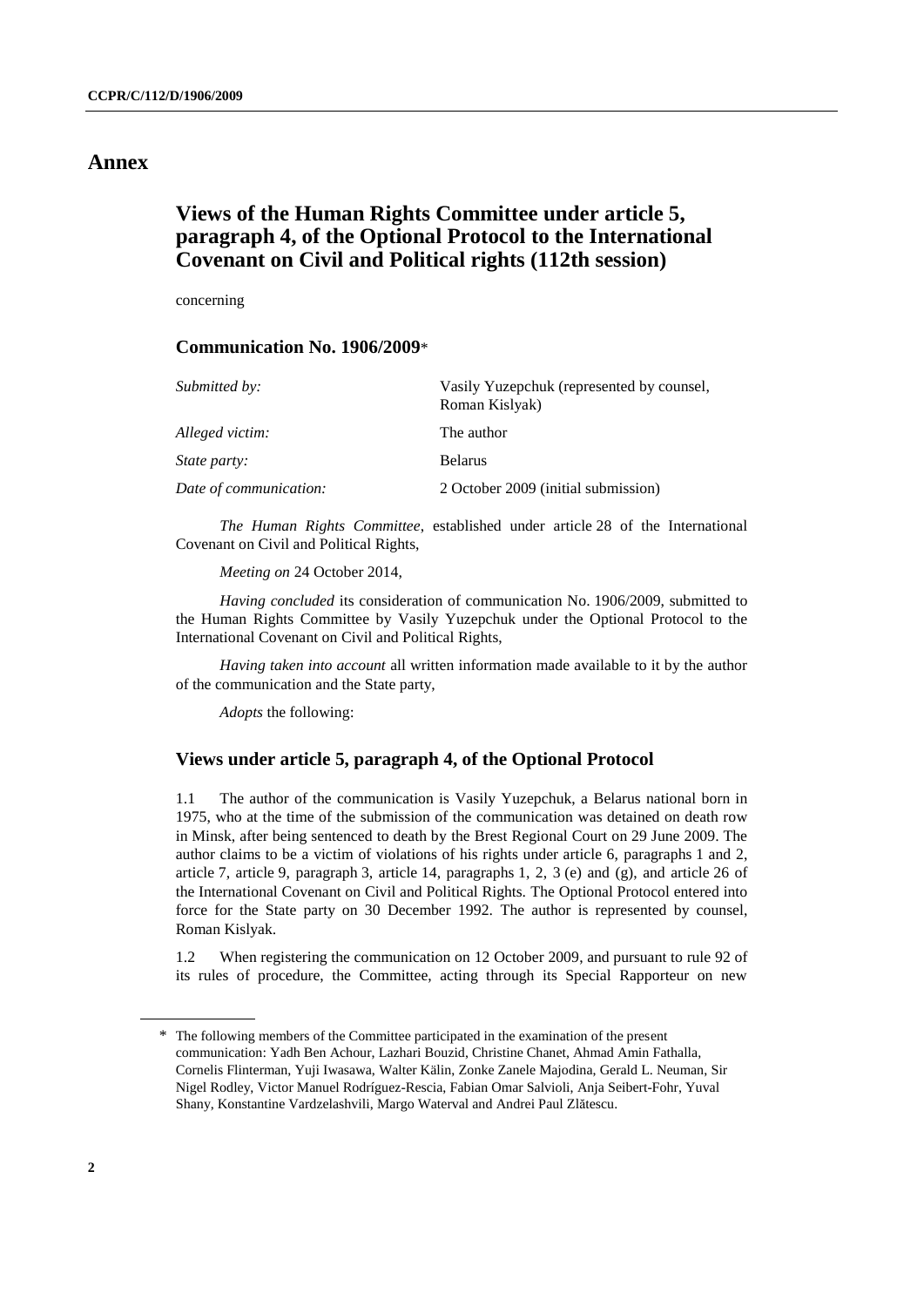# Annex

## Views of the Human Rights Committee under article 5, paragraph 4, of the Optional Protocol to the International Covenant on Civil and Political rights (112th session)

concerning

### Communication No. 1906/2009*

| | |
|---|---|
| *Submitted by:* | Vasily Yuzepchuk (represented by counsel, Roman Kislyak) |
| *Alleged victim:* | The author |
| *State party:* | Belarus |
| *Date of communication:* | 2 October 2009 (initial submission) |

*The Human Rights Committee*, established under article 28 of the International Covenant on Civil and Political Rights,

*Meeting on* 24 October 2014,

*Having concluded* its consideration of communication No. 1906/2009, submitted to the Human Rights Committee by Vasily Yuzepchuk under the Optional Protocol to the International Covenant on Civil and Political Rights,

*Having taken into account* all written information made available to it by the author of the communication and the State party,

*Adopts* the following:

### Views under article 5, paragraph 4, of the Optional Protocol

1.1 The author of the communication is Vasily Yuzepchuk, a Belarus national born in 1975, who at the time of the submission of the communication was detained on death row in Minsk, after being sentenced to death by the Brest Regional Court on 29 June 2009. The author claims to be a victim of violations of his rights under article 6, paragraphs 1 and 2, article 7, article 9, paragraph 3, article 14, paragraphs 1, 2, 3 (e) and (g), and article 26 of the International Covenant on Civil and Political Rights. The Optional Protocol entered into force for the State party on 30 December 1992. The author is represented by counsel, Roman Kislyak.

1.2 When registering the communication on 12 October 2009, and pursuant to rule 92 of its rules of procedure, the Committee, acting through its Special Rapporteur on new

---

\* The following members of the Committee participated in the examination of the present communication: Yadh Ben Achour, Lazhari Bouzid, Christine Chanet, Ahmad Amin Fathalla, Cornelis Flinterman, Yuji Iwasawa, Walter Kälin, Zonke Zanele Majodina, Gerald L. Neuman, Sir Nigel Rodley, Victor Manuel Rodríguez-Rescia, Fabian Omar Salvioli, Anja Seibert-Fohr, Yuval Shany, Konstantine Vardzelashvili, Margo Waterval and Andrei Paul Zlătescu.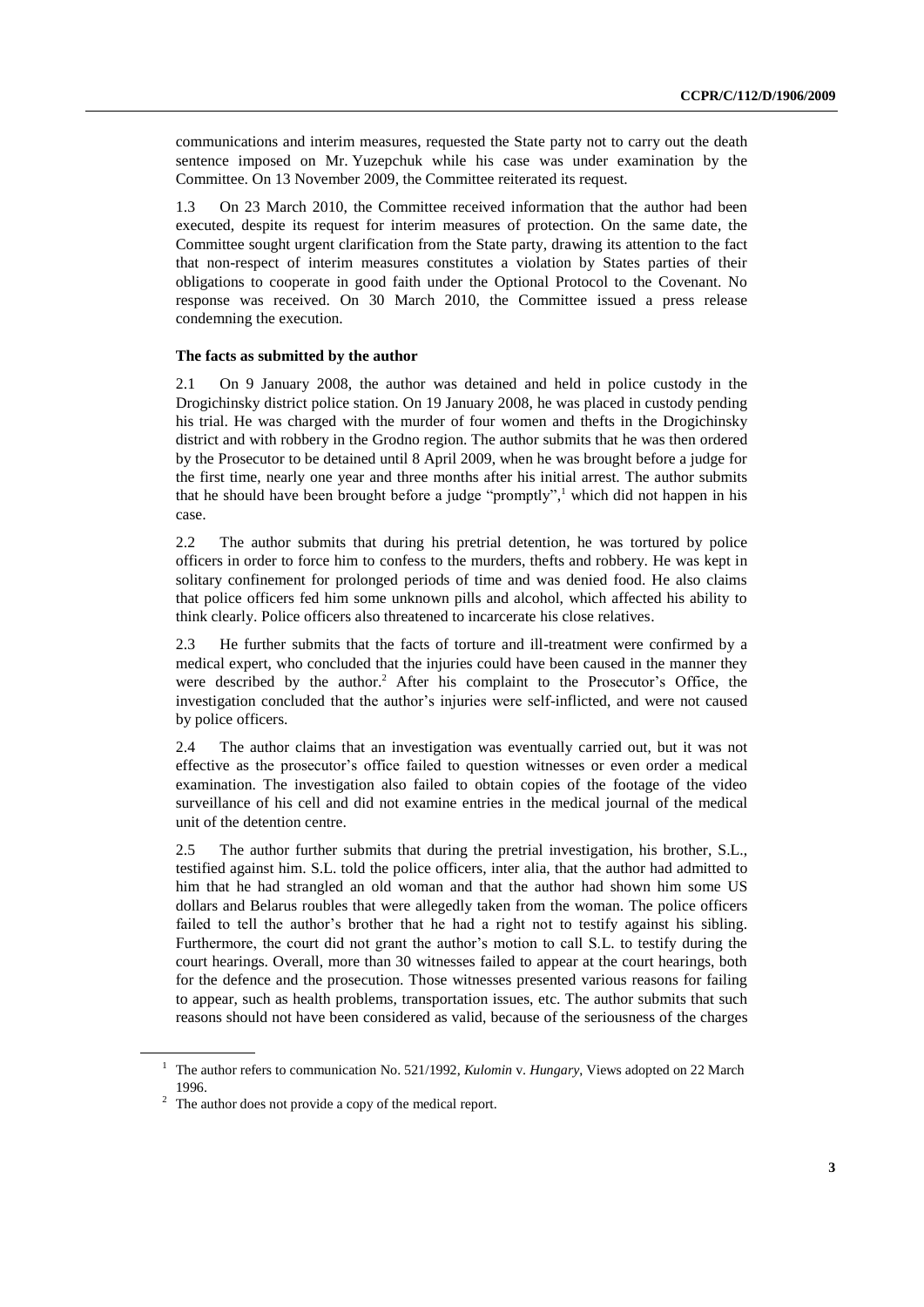communications and interim measures, requested the State party not to carry out the death sentence imposed on Mr. Yuzepchuk while his case was under examination by the Committee. On 13 November 2009, the Committee reiterated its request.

1.3 On 23 March 2010, the Committee received information that the author had been executed, despite its request for interim measures of protection. On the same date, the Committee sought urgent clarification from the State party, drawing its attention to the fact that non-respect of interim measures constitutes a violation by States parties of their obligations to cooperate in good faith under the Optional Protocol to the Covenant. No response was received. On 30 March 2010, the Committee issued a press release condemning the execution.

### The facts as submitted by the author

2.1 On 9 January 2008, the author was detained and held in police custody in the Drogichinsky district police station. On 19 January 2008, he was placed in custody pending his trial. He was charged with the murder of four women and thefts in the Drogichinsky district and with robbery in the Grodno region. The author submits that he was then ordered by the Prosecutor to be detained until 8 April 2009, when he was brought before a judge for the first time, nearly one year and three months after his initial arrest. The author submits that he should have been brought before a judge "promptly",[1] which did not happen in his case.

2.2 The author submits that during his pretrial detention, he was tortured by police officers in order to force him to confess to the murders, thefts and robbery. He was kept in solitary confinement for prolonged periods of time and was denied food. He also claims that police officers fed him some unknown pills and alcohol, which affected his ability to think clearly. Police officers also threatened to incarcerate his close relatives.

2.3 He further submits that the facts of torture and ill-treatment were confirmed by a medical expert, who concluded that the injuries could have been caused in the manner they were described by the author.[2] After his complaint to the Prosecutor's Office, the investigation concluded that the author's injuries were self-inflicted, and were not caused by police officers.

2.4 The author claims that an investigation was eventually carried out, but it was not effective as the prosecutor's office failed to question witnesses or even order a medical examination. The investigation also failed to obtain copies of the footage of the video surveillance of his cell and did not examine entries in the medical journal of the medical unit of the detention centre.

2.5 The author further submits that during the pretrial investigation, his brother, S.L., testified against him. S.L. told the police officers, inter alia, that the author had admitted to him that he had strangled an old woman and that the author had shown him some US dollars and Belarus roubles that were allegedly taken from the woman. The police officers failed to tell the author's brother that he had a right not to testify against his sibling. Furthermore, the court did not grant the author's motion to call S.L. to testify during the court hearings. Overall, more than 30 witnesses failed to appear at the court hearings, both for the defence and the prosecution. Those witnesses presented various reasons for failing to appear, such as health problems, transportation issues, etc. The author submits that such reasons should not have been considered as valid, because of the seriousness of the charges

[1] The author refers to communication No. 521/1992, *Kulomin* v. *Hungary*, Views adopted on 22 March 1996.

[2] The author does not provide a copy of the medical report.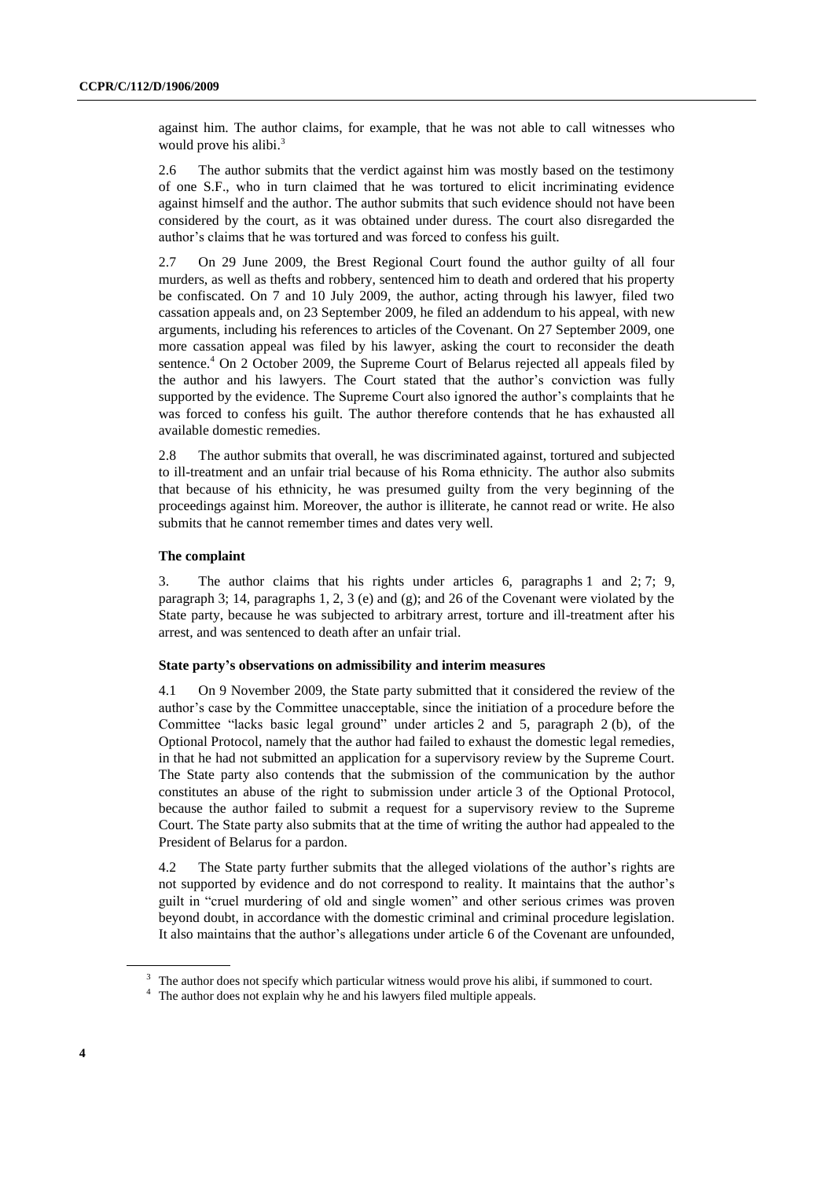against him. The author claims, for example, that he was not able to call witnesses who would prove his alibi.[3]

2.6 The author submits that the verdict against him was mostly based on the testimony of one S.F., who in turn claimed that he was tortured to elicit incriminating evidence against himself and the author. The author submits that such evidence should not have been considered by the court, as it was obtained under duress. The court also disregarded the author's claims that he was tortured and was forced to confess his guilt.

2.7 On 29 June 2009, the Brest Regional Court found the author guilty of all four murders, as well as thefts and robbery, sentenced him to death and ordered that his property be confiscated. On 7 and 10 July 2009, the author, acting through his lawyer, filed two cassation appeals and, on 23 September 2009, he filed an addendum to his appeal, with new arguments, including his references to articles of the Covenant. On 27 September 2009, one more cassation appeal was filed by his lawyer, asking the court to reconsider the death sentence.[4] On 2 October 2009, the Supreme Court of Belarus rejected all appeals filed by the author and his lawyers. The Court stated that the author's conviction was fully supported by the evidence. The Supreme Court also ignored the author's complaints that he was forced to confess his guilt. The author therefore contends that he has exhausted all available domestic remedies.

2.8 The author submits that overall, he was discriminated against, tortured and subjected to ill-treatment and an unfair trial because of his Roma ethnicity. The author also submits that because of his ethnicity, he was presumed guilty from the very beginning of the proceedings against him. Moreover, the author is illiterate, he cannot read or write. He also submits that he cannot remember times and dates very well.

### The complaint

3. The author claims that his rights under articles 6, paragraphs 1 and 2; 7; 9, paragraph 3; 14, paragraphs 1, 2, 3 (e) and (g); and 26 of the Covenant were violated by the State party, because he was subjected to arbitrary arrest, torture and ill-treatment after his arrest, and was sentenced to death after an unfair trial.

### State party's observations on admissibility and interim measures

4.1 On 9 November 2009, the State party submitted that it considered the review of the author's case by the Committee unacceptable, since the initiation of a procedure before the Committee "lacks basic legal ground" under articles 2 and 5, paragraph 2 (b), of the Optional Protocol, namely that the author had failed to exhaust the domestic legal remedies, in that he had not submitted an application for a supervisory review by the Supreme Court. The State party also contends that the submission of the communication by the author constitutes an abuse of the right to submission under article 3 of the Optional Protocol, because the author failed to submit a request for a supervisory review to the Supreme Court. The State party also submits that at the time of writing the author had appealed to the President of Belarus for a pardon.

4.2 The State party further submits that the alleged violations of the author's rights are not supported by evidence and do not correspond to reality. It maintains that the author's guilt in "cruel murdering of old and single women" and other serious crimes was proven beyond doubt, in accordance with the domestic criminal and criminal procedure legislation. It also maintains that the author's allegations under article 6 of the Covenant are unfounded,

[3] The author does not specify which particular witness would prove his alibi, if summoned to court.

[4] The author does not explain why he and his lawyers filed multiple appeals.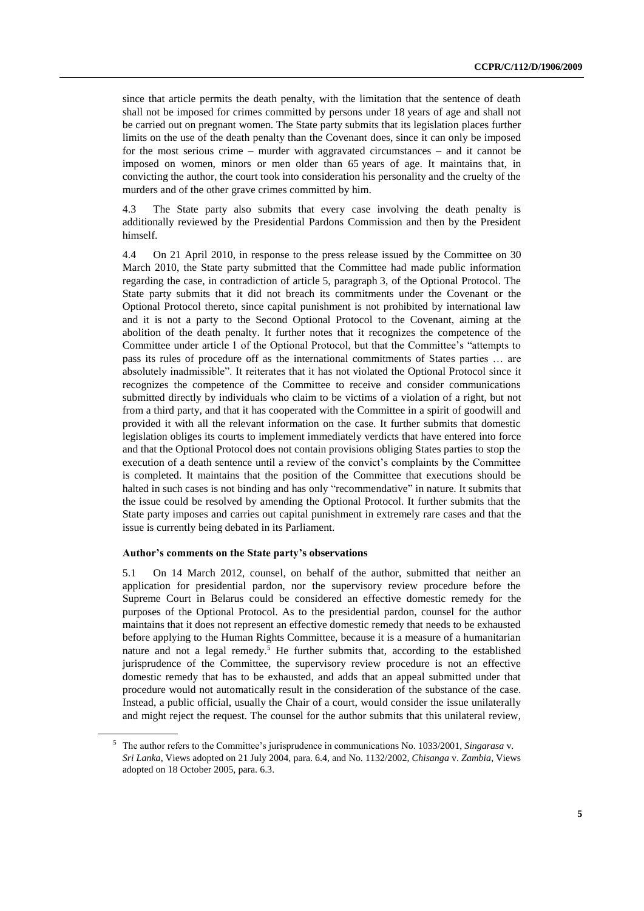since that article permits the death penalty, with the limitation that the sentence of death shall not be imposed for crimes committed by persons under 18 years of age and shall not be carried out on pregnant women. The State party submits that its legislation places further limits on the use of the death penalty than the Covenant does, since it can only be imposed for the most serious crime – murder with aggravated circumstances – and it cannot be imposed on women, minors or men older than 65 years of age. It maintains that, in convicting the author, the court took into consideration his personality and the cruelty of the murders and of the other grave crimes committed by him.

4.3 The State party also submits that every case involving the death penalty is additionally reviewed by the Presidential Pardons Commission and then by the President himself.

4.4 On 21 April 2010, in response to the press release issued by the Committee on 30 March 2010, the State party submitted that the Committee had made public information regarding the case, in contradiction of article 5, paragraph 3, of the Optional Protocol. The State party submits that it did not breach its commitments under the Covenant or the Optional Protocol thereto, since capital punishment is not prohibited by international law and it is not a party to the Second Optional Protocol to the Covenant, aiming at the abolition of the death penalty. It further notes that it recognizes the competence of the Committee under article 1 of the Optional Protocol, but that the Committee's "attempts to pass its rules of procedure off as the international commitments of States parties … are absolutely inadmissible". It reiterates that it has not violated the Optional Protocol since it recognizes the competence of the Committee to receive and consider communications submitted directly by individuals who claim to be victims of a violation of a right, but not from a third party, and that it has cooperated with the Committee in a spirit of goodwill and provided it with all the relevant information on the case. It further submits that domestic legislation obliges its courts to implement immediately verdicts that have entered into force and that the Optional Protocol does not contain provisions obliging States parties to stop the execution of a death sentence until a review of the convict's complaints by the Committee is completed. It maintains that the position of the Committee that executions should be halted in such cases is not binding and has only "recommendative" in nature. It submits that the issue could be resolved by amending the Optional Protocol. It further submits that the State party imposes and carries out capital punishment in extremely rare cases and that the issue is currently being debated in its Parliament.

### Author's comments on the State party's observations

5.1 On 14 March 2012, counsel, on behalf of the author, submitted that neither an application for presidential pardon, nor the supervisory review procedure before the Supreme Court in Belarus could be considered an effective domestic remedy for the purposes of the Optional Protocol. As to the presidential pardon, counsel for the author maintains that it does not represent an effective domestic remedy that needs to be exhausted before applying to the Human Rights Committee, because it is a measure of a humanitarian nature and not a legal remedy.[5] He further submits that, according to the established jurisprudence of the Committee, the supervisory review procedure is not an effective domestic remedy that has to be exhausted, and adds that an appeal submitted under that procedure would not automatically result in the consideration of the substance of the case. Instead, a public official, usually the Chair of a court, would consider the issue unilaterally and might reject the request. The counsel for the author submits that this unilateral review,

[5] The author refers to the Committee's jurisprudence in communications No. 1033/2001, *Singarasa* v. *Sri Lanka*, Views adopted on 21 July 2004, para. 6.4, and No. 1132/2002, *Chisanga* v. *Zambia*, Views adopted on 18 October 2005, para. 6.3.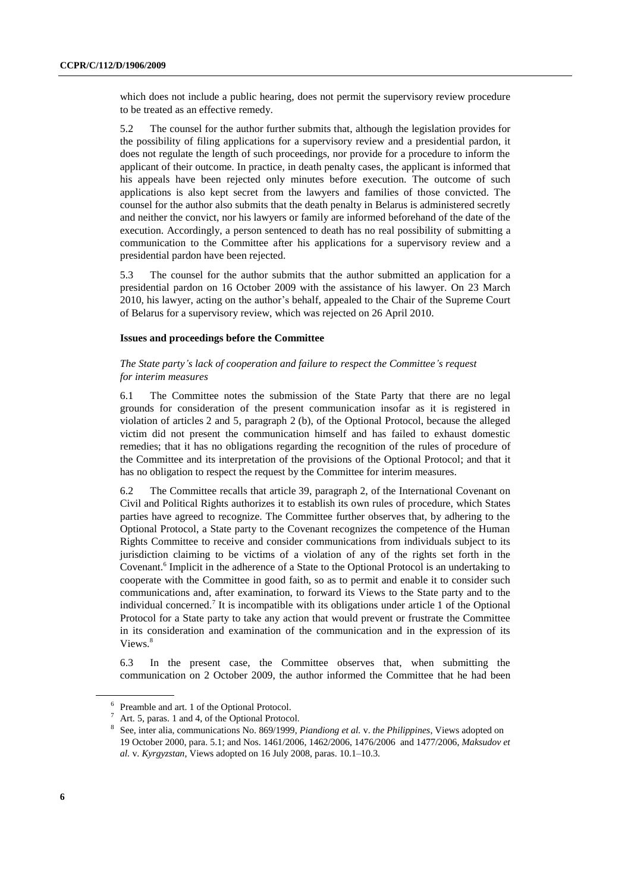which does not include a public hearing, does not permit the supervisory review procedure to be treated as an effective remedy.

5.2 The counsel for the author further submits that, although the legislation provides for the possibility of filing applications for a supervisory review and a presidential pardon, it does not regulate the length of such proceedings, nor provide for a procedure to inform the applicant of their outcome. In practice, in death penalty cases, the applicant is informed that his appeals have been rejected only minutes before execution. The outcome of such applications is also kept secret from the lawyers and families of those convicted. The counsel for the author also submits that the death penalty in Belarus is administered secretly and neither the convict, nor his lawyers or family are informed beforehand of the date of the execution. Accordingly, a person sentenced to death has no real possibility of submitting a communication to the Committee after his applications for a supervisory review and a presidential pardon have been rejected.

5.3 The counsel for the author submits that the author submitted an application for a presidential pardon on 16 October 2009 with the assistance of his lawyer. On 23 March 2010, his lawyer, acting on the author's behalf, appealed to the Chair of the Supreme Court of Belarus for a supervisory review, which was rejected on 26 April 2010.

### Issues and proceedings before the Committee

#### *The State party's lack of cooperation and failure to respect the Committee's request for interim measures*

6.1 The Committee notes the submission of the State Party that there are no legal grounds for consideration of the present communication insofar as it is registered in violation of articles 2 and 5, paragraph 2 (b), of the Optional Protocol, because the alleged victim did not present the communication himself and has failed to exhaust domestic remedies; that it has no obligations regarding the recognition of the rules of procedure of the Committee and its interpretation of the provisions of the Optional Protocol; and that it has no obligation to respect the request by the Committee for interim measures.

6.2 The Committee recalls that article 39, paragraph 2, of the International Covenant on Civil and Political Rights authorizes it to establish its own rules of procedure, which States parties have agreed to recognize. The Committee further observes that, by adhering to the Optional Protocol, a State party to the Covenant recognizes the competence of the Human Rights Committee to receive and consider communications from individuals subject to its jurisdiction claiming to be victims of a violation of any of the rights set forth in the Covenant.[6] Implicit in the adherence of a State to the Optional Protocol is an undertaking to cooperate with the Committee in good faith, so as to permit and enable it to consider such communications and, after examination, to forward its Views to the State party and to the individual concerned.[7] It is incompatible with its obligations under article 1 of the Optional Protocol for a State party to take any action that would prevent or frustrate the Committee in its consideration and examination of the communication and in the expression of its Views.[8]

6.3 In the present case, the Committee observes that, when submitting the communication on 2 October 2009, the author informed the Committee that he had been

---

[6] Preamble and art. 1 of the Optional Protocol.

[7] Art. 5, paras. 1 and 4, of the Optional Protocol.

[8] See, inter alia, communications No. 869/1999, *Piandiong et al.* v. *the Philippines*, Views adopted on 19 October 2000, para. 5.1; and Nos. 1461/2006, 1462/2006, 1476/2006 and 1477/2006, *Maksudov et al.* v. *Kyrgyzstan*, Views adopted on 16 July 2008, paras. 10.1–10.3.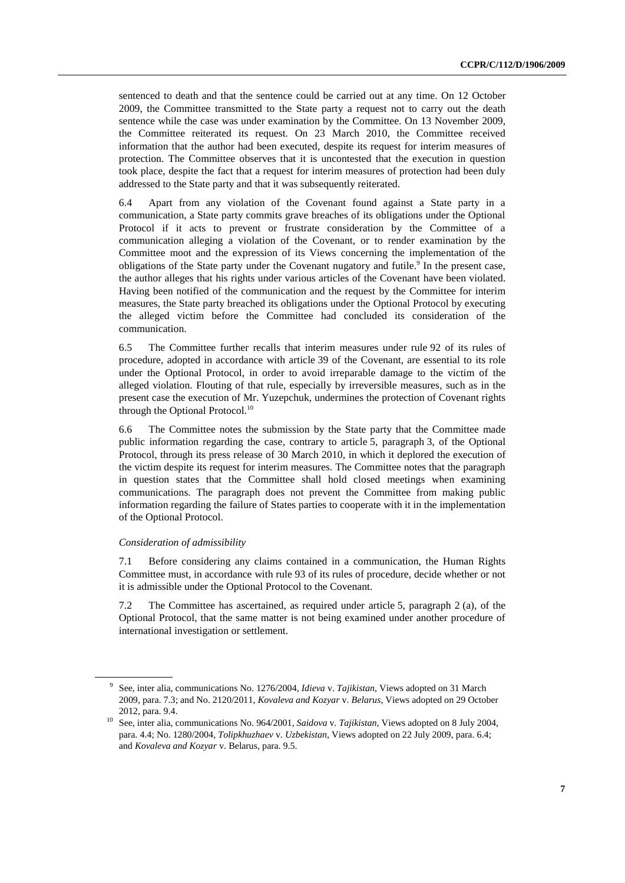sentenced to death and that the sentence could be carried out at any time. On 12 October 2009, the Committee transmitted to the State party a request not to carry out the death sentence while the case was under examination by the Committee. On 13 November 2009, the Committee reiterated its request. On 23 March 2010, the Committee received information that the author had been executed, despite its request for interim measures of protection. The Committee observes that it is uncontested that the execution in question took place, despite the fact that a request for interim measures of protection had been duly addressed to the State party and that it was subsequently reiterated.

6.4 Apart from any violation of the Covenant found against a State party in a communication, a State party commits grave breaches of its obligations under the Optional Protocol if it acts to prevent or frustrate consideration by the Committee of a communication alleging a violation of the Covenant, or to render examination by the Committee moot and the expression of its Views concerning the implementation of the obligations of the State party under the Covenant nugatory and futile.[9] In the present case, the author alleges that his rights under various articles of the Covenant have been violated. Having been notified of the communication and the request by the Committee for interim measures, the State party breached its obligations under the Optional Protocol by executing the alleged victim before the Committee had concluded its consideration of the communication.

6.5 The Committee further recalls that interim measures under rule 92 of its rules of procedure, adopted in accordance with article 39 of the Covenant, are essential to its role under the Optional Protocol, in order to avoid irreparable damage to the victim of the alleged violation. Flouting of that rule, especially by irreversible measures, such as in the present case the execution of Mr. Yuzepchuk, undermines the protection of Covenant rights through the Optional Protocol.[10]

6.6 The Committee notes the submission by the State party that the Committee made public information regarding the case, contrary to article 5, paragraph 3, of the Optional Protocol, through its press release of 30 March 2010, in which it deplored the execution of the victim despite its request for interim measures. The Committee notes that the paragraph in question states that the Committee shall hold closed meetings when examining communications. The paragraph does not prevent the Committee from making public information regarding the failure of States parties to cooperate with it in the implementation of the Optional Protocol.

*Consideration of admissibility*

7.1 Before considering any claims contained in a communication, the Human Rights Committee must, in accordance with rule 93 of its rules of procedure, decide whether or not it is admissible under the Optional Protocol to the Covenant.

7.2 The Committee has ascertained, as required under article 5, paragraph 2 (a), of the Optional Protocol, that the same matter is not being examined under another procedure of international investigation or settlement.

---

[9] See, inter alia, communications No. 1276/2004, *Idieva* v. *Tajikistan*, Views adopted on 31 March 2009, para. 7.3; and No. 2120/2011, *Kovaleva and Kozyar* v. *Belarus*, Views adopted on 29 October 2012, para. 9.4.

[10] See, inter alia, communications No. 964/2001, *Saidova* v. *Tajikistan*, Views adopted on 8 July 2004, para. 4.4; No. 1280/2004, *Tolipkhuzhaev* v. *Uzbekistan*, Views adopted on 22 July 2009, para. 6.4; and *Kovaleva and Kozyar* v. Belarus, para. 9.5.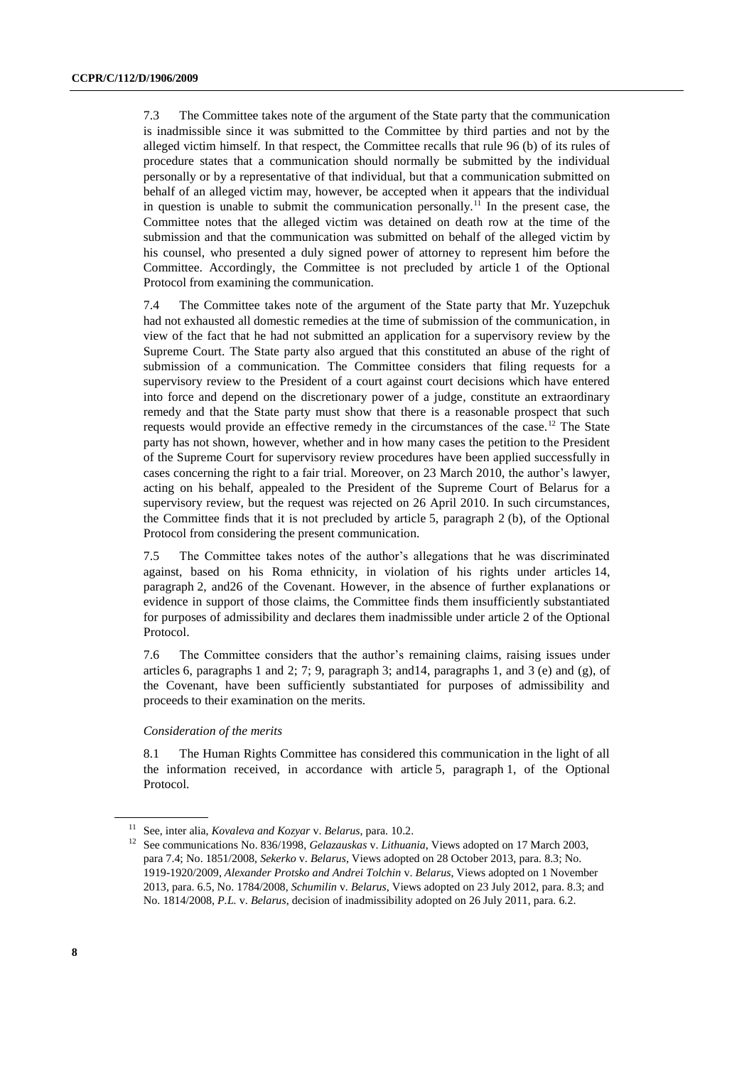7.3 The Committee takes note of the argument of the State party that the communication is inadmissible since it was submitted to the Committee by third parties and not by the alleged victim himself. In that respect, the Committee recalls that rule 96 (b) of its rules of procedure states that a communication should normally be submitted by the individual personally or by a representative of that individual, but that a communication submitted on behalf of an alleged victim may, however, be accepted when it appears that the individual in question is unable to submit the communication personally.[11] In the present case, the Committee notes that the alleged victim was detained on death row at the time of the submission and that the communication was submitted on behalf of the alleged victim by his counsel, who presented a duly signed power of attorney to represent him before the Committee. Accordingly, the Committee is not precluded by article 1 of the Optional Protocol from examining the communication.

7.4 The Committee takes note of the argument of the State party that Mr. Yuzepchuk had not exhausted all domestic remedies at the time of submission of the communication, in view of the fact that he had not submitted an application for a supervisory review by the Supreme Court. The State party also argued that this constituted an abuse of the right of submission of a communication. The Committee considers that filing requests for a supervisory review to the President of a court against court decisions which have entered into force and depend on the discretionary power of a judge, constitute an extraordinary remedy and that the State party must show that there is a reasonable prospect that such requests would provide an effective remedy in the circumstances of the case.[12] The State party has not shown, however, whether and in how many cases the petition to the President of the Supreme Court for supervisory review procedures have been applied successfully in cases concerning the right to a fair trial. Moreover, on 23 March 2010, the author's lawyer, acting on his behalf, appealed to the President of the Supreme Court of Belarus for a supervisory review, but the request was rejected on 26 April 2010. In such circumstances, the Committee finds that it is not precluded by article 5, paragraph 2 (b), of the Optional Protocol from considering the present communication.

7.5 The Committee takes notes of the author's allegations that he was discriminated against, based on his Roma ethnicity, in violation of his rights under articles 14, paragraph 2, and26 of the Covenant. However, in the absence of further explanations or evidence in support of those claims, the Committee finds them insufficiently substantiated for purposes of admissibility and declares them inadmissible under article 2 of the Optional Protocol.

7.6 The Committee considers that the author's remaining claims, raising issues under articles 6, paragraphs 1 and 2; 7; 9, paragraph 3; and14, paragraphs 1, and 3 (e) and (g), of the Covenant, have been sufficiently substantiated for purposes of admissibility and proceeds to their examination on the merits.

*Consideration of the merits*

8.1 The Human Rights Committee has considered this communication in the light of all the information received, in accordance with article 5, paragraph 1, of the Optional Protocol.

---

[11] See, inter alia, *Kovaleva and Kozyar* v. *Belarus*, para. 10.2.

[12] See communications No. 836/1998, *Gelazauskas* v. *Lithuania*, Views adopted on 17 March 2003, para 7.4; No. 1851/2008, *Sekerko* v. *Belarus*, Views adopted on 28 October 2013, para. 8.3; No. 1919-1920/2009, *Alexander Protsko and Andrei Tolchin* v. *Belarus*, Views adopted on 1 November 2013, para. 6.5, No. 1784/2008, *Schumilin* v. *Belarus*, Views adopted on 23 July 2012, para. 8.3; and No. 1814/2008, *P.L.* v. *Belarus*, decision of inadmissibility adopted on 26 July 2011, para. 6.2.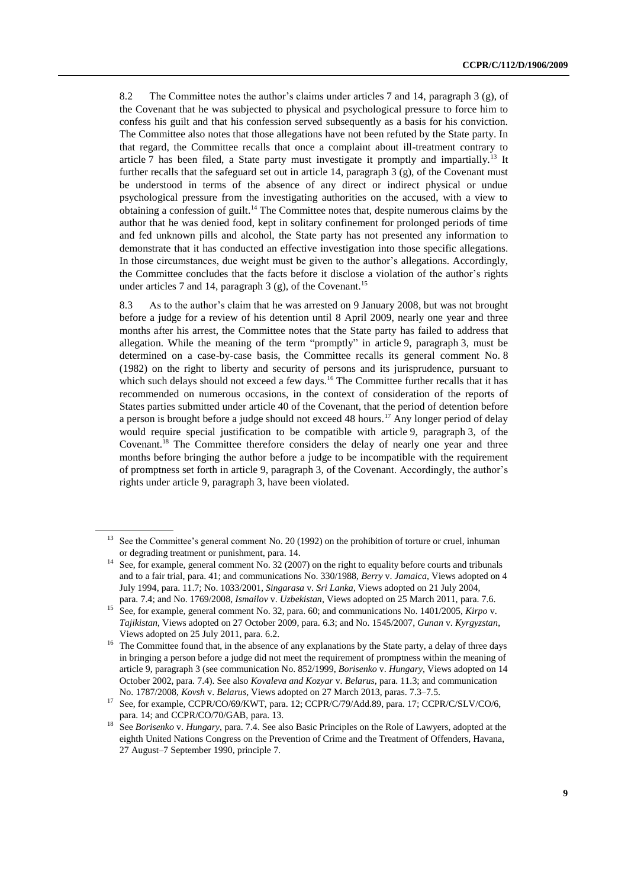8.2 The Committee notes the author's claims under articles 7 and 14, paragraph 3 (g), of the Covenant that he was subjected to physical and psychological pressure to force him to confess his guilt and that his confession served subsequently as a basis for his conviction. The Committee also notes that those allegations have not been refuted by the State party. In that regard, the Committee recalls that once a complaint about ill-treatment contrary to article 7 has been filed, a State party must investigate it promptly and impartially.[13] It further recalls that the safeguard set out in article 14, paragraph 3 (g), of the Covenant must be understood in terms of the absence of any direct or indirect physical or undue psychological pressure from the investigating authorities on the accused, with a view to obtaining a confession of guilt.[14] The Committee notes that, despite numerous claims by the author that he was denied food, kept in solitary confinement for prolonged periods of time and fed unknown pills and alcohol, the State party has not presented any information to demonstrate that it has conducted an effective investigation into those specific allegations. In those circumstances, due weight must be given to the author's allegations. Accordingly, the Committee concludes that the facts before it disclose a violation of the author's rights under articles 7 and 14, paragraph 3 (g), of the Covenant.[15]

8.3 As to the author's claim that he was arrested on 9 January 2008, but was not brought before a judge for a review of his detention until 8 April 2009, nearly one year and three months after his arrest, the Committee notes that the State party has failed to address that allegation. While the meaning of the term "promptly" in article 9, paragraph 3, must be determined on a case-by-case basis, the Committee recalls its general comment No. 8 (1982) on the right to liberty and security of persons and its jurisprudence, pursuant to which such delays should not exceed a few days.[16] The Committee further recalls that it has recommended on numerous occasions, in the context of consideration of the reports of States parties submitted under article 40 of the Covenant, that the period of detention before a person is brought before a judge should not exceed 48 hours.[17] Any longer period of delay would require special justification to be compatible with article 9, paragraph 3, of the Covenant.[18] The Committee therefore considers the delay of nearly one year and three months before bringing the author before a judge to be incompatible with the requirement of promptness set forth in article 9, paragraph 3, of the Covenant. Accordingly, the author's rights under article 9, paragraph 3, have been violated.

---

[13] See the Committee's general comment No. 20 (1992) on the prohibition of torture or cruel, inhuman or degrading treatment or punishment, para. 14.

[14] See, for example, general comment No. 32 (2007) on the right to equality before courts and tribunals and to a fair trial, para. 41; and communications No. 330/1988, *Berry* v. *Jamaica*, Views adopted on 4 July 1994, para. 11.7; No. 1033/2001, *Singarasa* v. *Sri Lanka*, Views adopted on 21 July 2004, para. 7.4; and No. 1769/2008, *Ismailov* v. *Uzbekistan*, Views adopted on 25 March 2011, para. 7.6.

[15] See, for example, general comment No. 32, para. 60; and communications No. 1401/2005, *Kirpo* v. *Tajikistan*, Views adopted on 27 October 2009, para. 6.3; and No. 1545/2007, *Gunan* v. *Kyrgyzstan*, Views adopted on 25 July 2011, para. 6.2.

[16] The Committee found that, in the absence of any explanations by the State party, a delay of three days in bringing a person before a judge did not meet the requirement of promptness within the meaning of article 9, paragraph 3 (see communication No. 852/1999, *Borisenko* v. *Hungary*, Views adopted on 14 October 2002, para. 7.4). See also *Kovaleva and Kozyar* v. *Belarus*, para. 11.3; and communication No. 1787/2008, *Kovsh* v. *Belarus*, Views adopted on 27 March 2013, paras. 7.3–7.5.

[17] See, for example, CCPR/CO/69/KWT, para. 12; CCPR/C/79/Add.89, para. 17; CCPR/C/SLV/CO/6, para. 14; and CCPR/CO/70/GAB, para. 13.

[18] See *Borisenko* v. *Hungary*, para. 7.4. See also Basic Principles on the Role of Lawyers, adopted at the eighth United Nations Congress on the Prevention of Crime and the Treatment of Offenders, Havana, 27 August–7 September 1990, principle 7.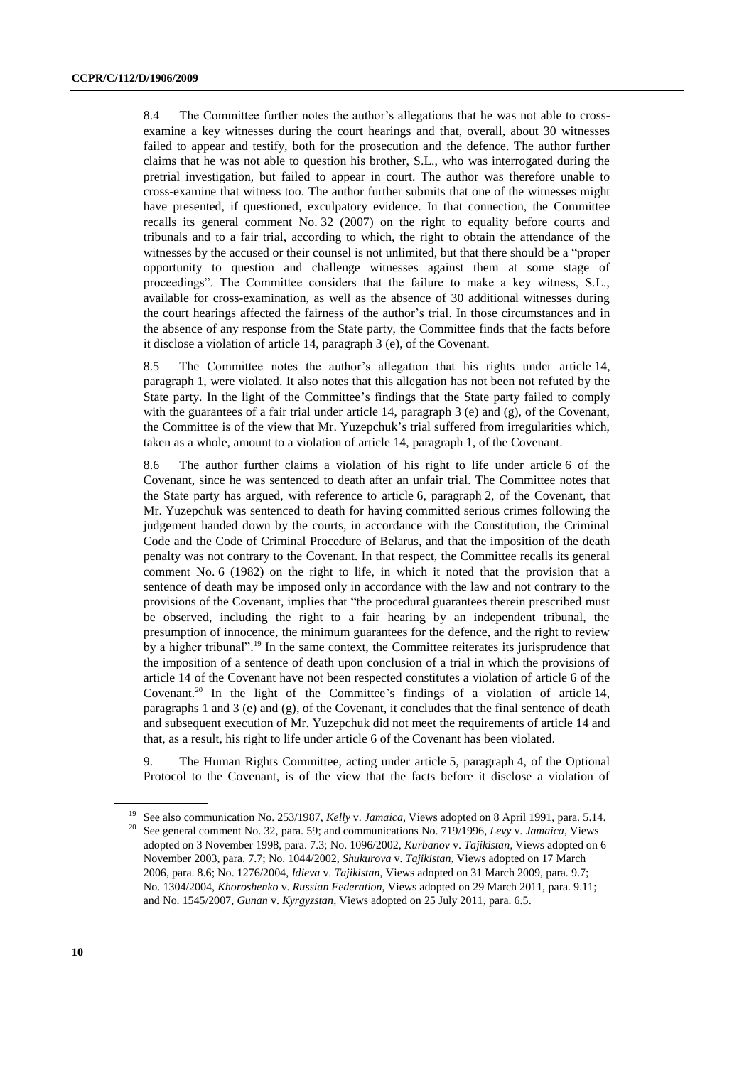8.4 The Committee further notes the author's allegations that he was not able to cross-examine a key witnesses during the court hearings and that, overall, about 30 witnesses failed to appear and testify, both for the prosecution and the defence. The author further claims that he was not able to question his brother, S.L., who was interrogated during the pretrial investigation, but failed to appear in court. The author was therefore unable to cross-examine that witness too. The author further submits that one of the witnesses might have presented, if questioned, exculpatory evidence. In that connection, the Committee recalls its general comment No. 32 (2007) on the right to equality before courts and tribunals and to a fair trial, according to which, the right to obtain the attendance of the witnesses by the accused or their counsel is not unlimited, but that there should be a "proper opportunity to question and challenge witnesses against them at some stage of proceedings". The Committee considers that the failure to make a key witness, S.L., available for cross-examination, as well as the absence of 30 additional witnesses during the court hearings affected the fairness of the author's trial. In those circumstances and in the absence of any response from the State party, the Committee finds that the facts before it disclose a violation of article 14, paragraph 3 (e), of the Covenant.

8.5 The Committee notes the author's allegation that his rights under article 14, paragraph 1, were violated. It also notes that this allegation has not been refuted by the State party. In the light of the Committee's findings that the State party failed to comply with the guarantees of a fair trial under article 14, paragraph 3 (e) and (g), of the Covenant, the Committee is of the view that Mr. Yuzepchuk's trial suffered from irregularities which, taken as a whole, amount to a violation of article 14, paragraph 1, of the Covenant.

8.6 The author further claims a violation of his right to life under article 6 of the Covenant, since he was sentenced to death after an unfair trial. The Committee notes that the State party has argued, with reference to article 6, paragraph 2, of the Covenant, that Mr. Yuzepchuk was sentenced to death for having committed serious crimes following the judgement handed down by the courts, in accordance with the Constitution, the Criminal Code and the Code of Criminal Procedure of Belarus, and that the imposition of the death penalty was not contrary to the Covenant. In that respect, the Committee recalls its general comment No. 6 (1982) on the right to life, in which it noted that the provision that a sentence of death may be imposed only in accordance with the law and not contrary to the provisions of the Covenant, implies that "the procedural guarantees therein prescribed must be observed, including the right to a fair hearing by an independent tribunal, the presumption of innocence, the minimum guarantees for the defence, and the right to review by a higher tribunal".[19] In the same context, the Committee reiterates its jurisprudence that the imposition of a sentence of death upon conclusion of a trial in which the provisions of article 14 of the Covenant have not been respected constitutes a violation of article 6 of the Covenant.[20] In the light of the Committee's findings of a violation of article 14, paragraphs 1 and 3 (e) and (g), of the Covenant, it concludes that the final sentence of death and subsequent execution of Mr. Yuzepchuk did not meet the requirements of article 14 and that, as a result, his right to life under article 6 of the Covenant has been violated.

9. The Human Rights Committee, acting under article 5, paragraph 4, of the Optional Protocol to the Covenant, is of the view that the facts before it disclose a violation of

---

[19] See also communication No. 253/1987, *Kelly* v. *Jamaica*, Views adopted on 8 April 1991, para. 5.14.

[20] See general comment No. 32, para. 59; and communications No. 719/1996, *Levy* v. *Jamaica*, Views adopted on 3 November 1998, para. 7.3; No. 1096/2002, *Kurbanov* v. *Tajikistan*, Views adopted on 6 November 2003, para. 7.7; No. 1044/2002, *Shukurova* v. *Tajikistan*, Views adopted on 17 March 2006, para. 8.6; No. 1276/2004, *Idieva* v. *Tajikistan*, Views adopted on 31 March 2009, para. 9.7; No. 1304/2004, *Khoroshenko* v. *Russian Federation*, Views adopted on 29 March 2011, para. 9.11; and No. 1545/2007, *Gunan* v. *Kyrgyzstan*, Views adopted on 25 July 2011, para. 6.5.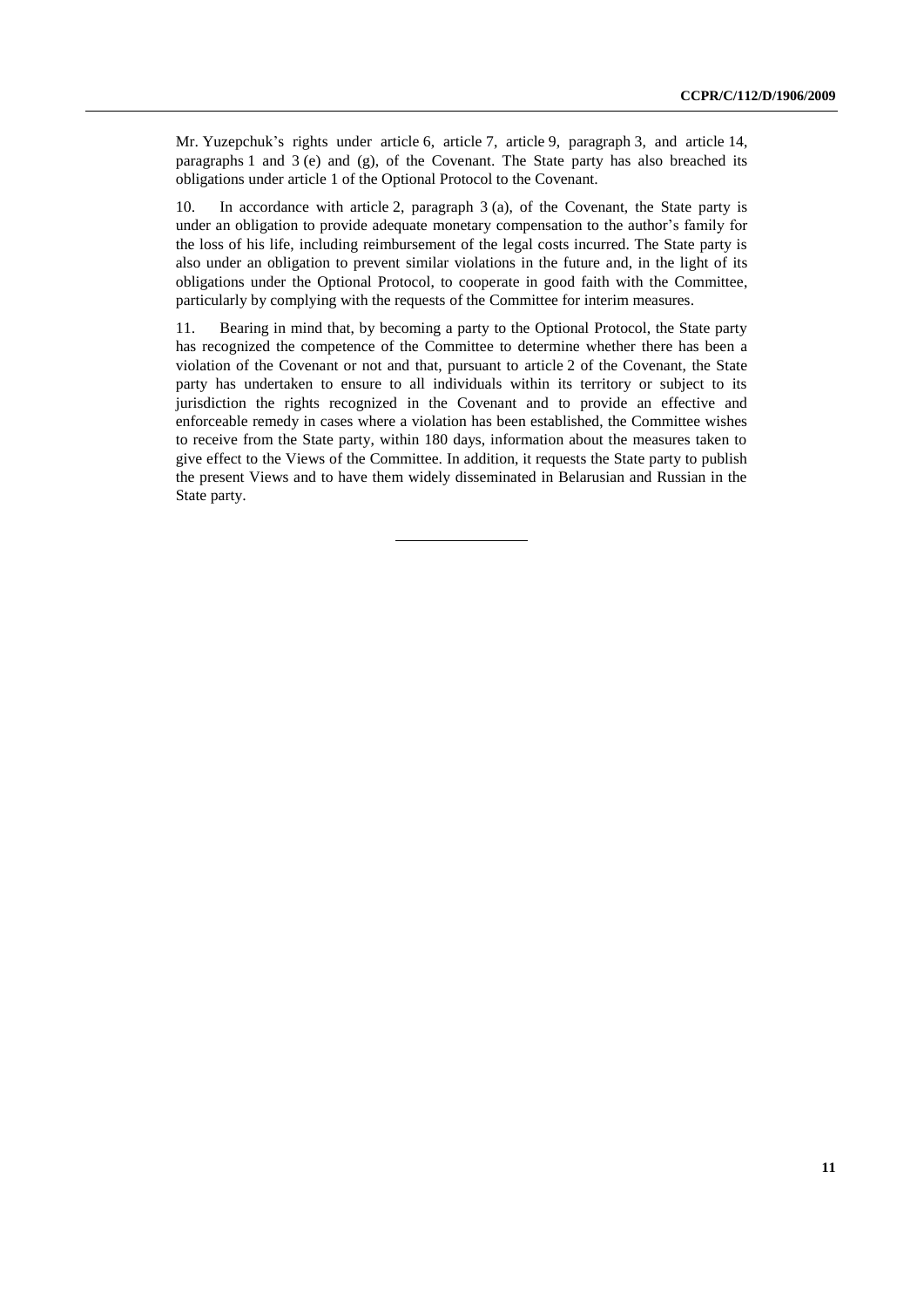Mr. Yuzepchuk's rights under article 6, article 7, article 9, paragraph 3, and article 14, paragraphs 1 and 3 (e) and (g), of the Covenant. The State party has also breached its obligations under article 1 of the Optional Protocol to the Covenant.

10. In accordance with article 2, paragraph 3 (a), of the Covenant, the State party is under an obligation to provide adequate monetary compensation to the author's family for the loss of his life, including reimbursement of the legal costs incurred. The State party is also under an obligation to prevent similar violations in the future and, in the light of its obligations under the Optional Protocol, to cooperate in good faith with the Committee, particularly by complying with the requests of the Committee for interim measures.

11. Bearing in mind that, by becoming a party to the Optional Protocol, the State party has recognized the competence of the Committee to determine whether there has been a violation of the Covenant or not and that, pursuant to article 2 of the Covenant, the State party has undertaken to ensure to all individuals within its territory or subject to its jurisdiction the rights recognized in the Covenant and to provide an effective and enforceable remedy in cases where a violation has been established, the Committee wishes to receive from the State party, within 180 days, information about the measures taken to give effect to the Views of the Committee. In addition, it requests the State party to publish the present Views and to have them widely disseminated in Belarusian and Russian in the State party.